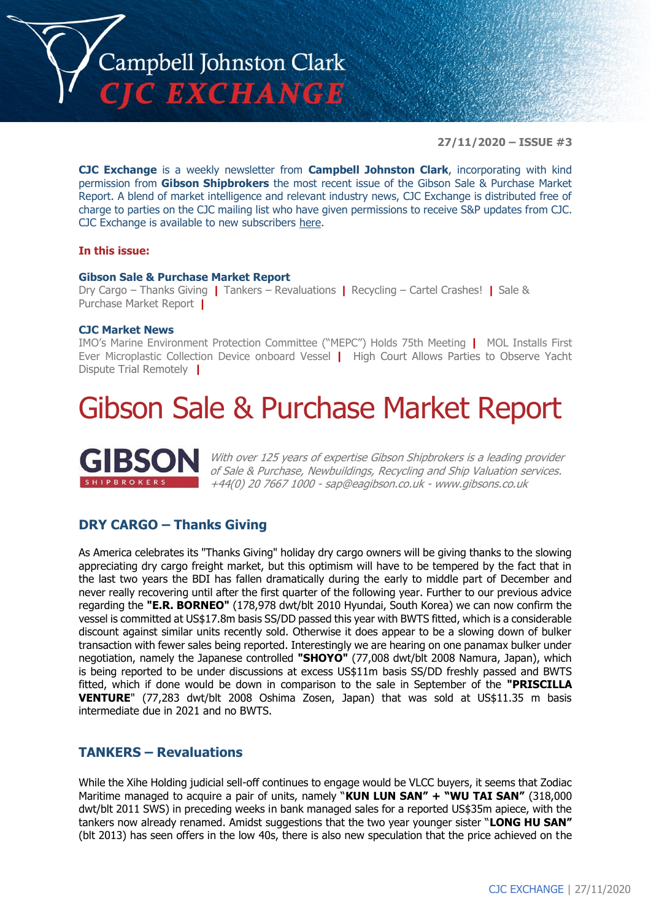# Campbell Johnston Clark CJC EXCHANGE

**27/11/2020 – ISSUE #3**

**CJC Exchange** is a weekly newsletter from **Campbell Johnston Clark**, incorporating with kind permission from **Gibson Shipbrokers** the most recent issue of the Gibson Sale & Purchase Market Report. A blend of market intelligence and relevant industry news, CJC Exchange is distributed free of charge to parties on the CJC mailing list who have given permissions to receive S&P updates from CJC. CJC Exchange is available to new subscribers here.

**In this issue:**

**Gibson Sale & Purchase Market Report**
Dry Cargo – Thanks Giving | Tankers – Revaluations | Recycling – Cartel Crashes! | Sale & Purchase Market Report |

**CJC Market News**
IMO's Marine Environment Protection Committee ("MEPC") Holds 75th Meeting | MOL Installs First Ever Microplastic Collection Device onboard Vessel | High Court Allows Parties to Observe Yacht Dispute Trial Remotely |

# Gibson Sale & Purchase Market Report

**GIBSON** SHIPBROKERS

*With over 125 years of expertise Gibson Shipbrokers is a leading provider of Sale & Purchase, Newbuildings, Recycling and Ship Valuation services. +44(0) 20 7667 1000 - sap@eagibson.co.uk - www.gibsons.co.uk*

## DRY CARGO – Thanks Giving

As America celebrates its "Thanks Giving" holiday dry cargo owners will be giving thanks to the slowing appreciating dry cargo freight market, but this optimism will have to be tempered by the fact that in the last two years the BDI has fallen dramatically during the early to middle part of December and never really recovering until after the first quarter of the following year. Further to our previous advice regarding the **"E.R. BORNEO"** (178,978 dwt/blt 2010 Hyundai, South Korea) we can now confirm the vessel is committed at US$17.8m basis SS/DD passed this year with BWTS fitted, which is a considerable discount against similar units recently sold. Otherwise it does appear to be a slowing down of bulker transaction with fewer sales being reported. Interestingly we are hearing on one panamax bulker under negotiation, namely the Japanese controlled **"SHOYO"** (77,008 dwt/blt 2008 Namura, Japan), which is being reported to be under discussions at excess US$11m basis SS/DD freshly passed and BWTS fitted, which if done would be down in comparison to the sale in September of the **"PRISCILLA VENTURE**" (77,283 dwt/blt 2008 Oshima Zosen, Japan) that was sold at US$11.35 m basis intermediate due in 2021 and no BWTS.

## TANKERS – Revaluations

While the Xihe Holding judicial sell-off continues to engage would be VLCC buyers, it seems that Zodiac Maritime managed to acquire a pair of units, namely "**KUN LUN SAN" + "WU TAI SAN"** (318,000 dwt/blt 2011 SWS) in preceding weeks in bank managed sales for a reported US$35m apiece, with the tankers now already renamed. Amidst suggestions that the two year younger sister "**LONG HU SAN"** (blt 2013) has seen offers in the low 40s, there is also new speculation that the price achieved on the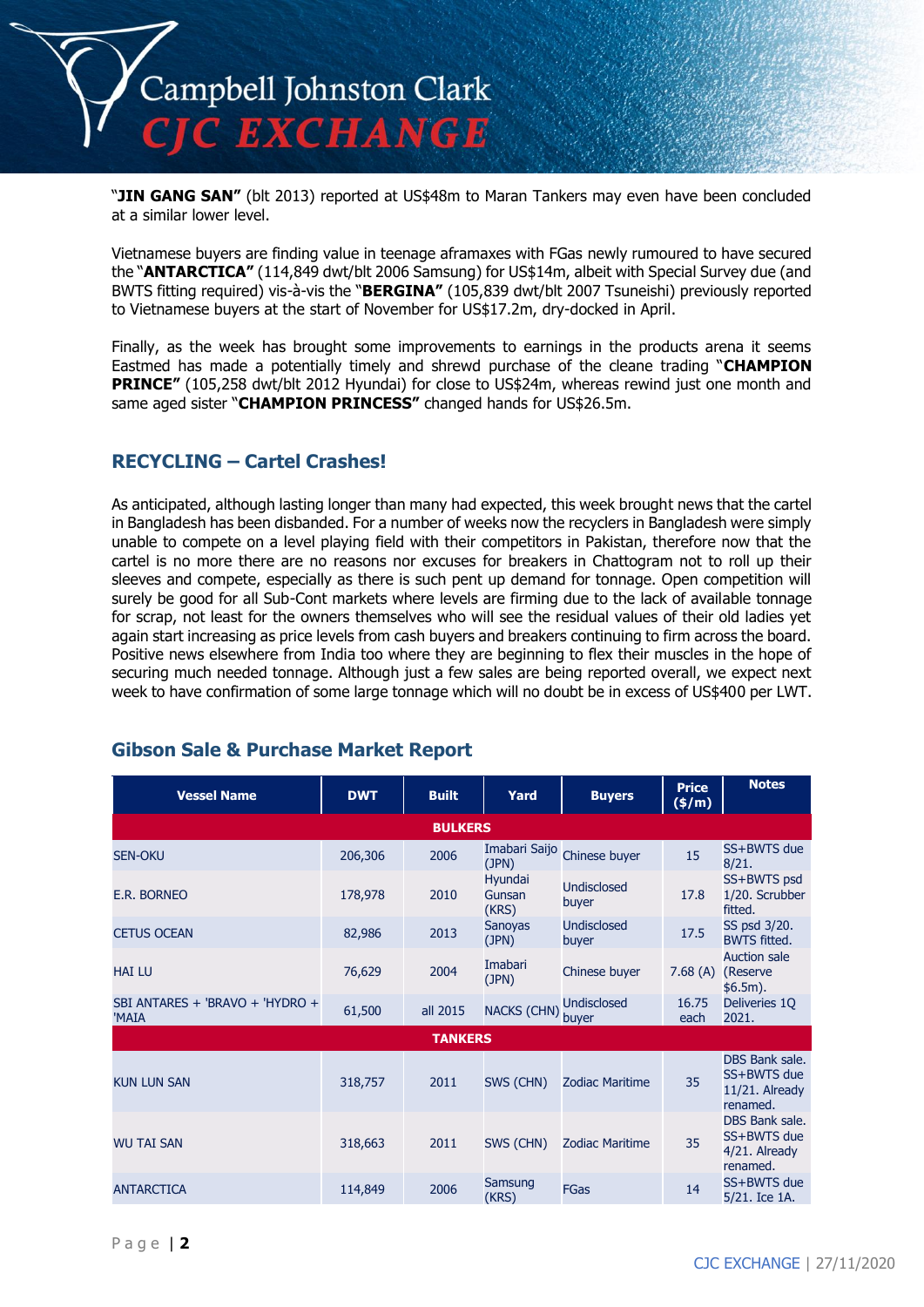"**JIN GANG SAN"** (blt 2013) reported at US$48m to Maran Tankers may even have been concluded at a similar lower level.

Vietnamese buyers are finding value in teenage aframaxes with FGas newly rumoured to have secured the "**ANTARCTICA"** (114,849 dwt/blt 2006 Samsung) for US$14m, albeit with Special Survey due (and BWTS fitting required) vis-à-vis the "**BERGINA"** (105,839 dwt/blt 2007 Tsuneishi) previously reported to Vietnamese buyers at the start of November for US$17.2m, dry-docked in April.

Finally, as the week has brought some improvements to earnings in the products arena it seems Eastmed has made a potentially timely and shrewd purchase of the cleane trading "**CHAMPION PRINCE"** (105,258 dwt/blt 2012 Hyundai) for close to US$24m, whereas rewind just one month and same aged sister "**CHAMPION PRINCESS"** changed hands for US$26.5m.

## RECYCLING – Cartel Crashes!

As anticipated, although lasting longer than many had expected, this week brought news that the cartel in Bangladesh has been disbanded. For a number of weeks now the recyclers in Bangladesh were simply unable to compete on a level playing field with their competitors in Pakistan, therefore now that the cartel is no more there are no reasons nor excuses for breakers in Chattogram not to roll up their sleeves and compete, especially as there is such pent up demand for tonnage. Open competition will surely be good for all Sub-Cont markets where levels are firming due to the lack of available tonnage for scrap, not least for the owners themselves who will see the residual values of their old ladies yet again start increasing as price levels from cash buyers and breakers continuing to firm across the board. Positive news elsewhere from India too where they are beginning to flex their muscles in the hope of securing much needed tonnage. Although just a few sales are being reported overall, we expect next week to have confirmation of some large tonnage which will no doubt be in excess of US$400 per LWT.

## Gibson Sale & Purchase Market Report

| Vessel Name | DWT | Built | Yard | Buyers | Price ($/m) | Notes |
|---|---|---|---|---|---|---|
| **BULKERS** | | | | | | |
| SEN-OKU | 206,306 | 2006 | Imabari Saijo (JPN) | Chinese buyer | 15 | SS+BWTS due 8/21. |
| E.R. BORNEO | 178,978 | 2010 | Hyundai Gunsan (KRS) | Undisclosed buyer | 17.8 | SS+BWTS psd 1/20. Scrubber fitted. |
| CETUS OCEAN | 82,986 | 2013 | Sanoyas (JPN) | Undisclosed buyer | 17.5 | SS psd 3/20. BWTS fitted. |
| HAI LU | 76,629 | 2004 | Imabari (JPN) | Chinese buyer | 7.68 (A) | Auction sale (Reserve $6.5m). |
| SBI ANTARES + 'BRAVO + 'HYDRO + 'MAIA | 61,500 | all 2015 | NACKS (CHN) | Undisclosed buyer | 16.75 each | Deliveries 1Q 2021. |
| **TANKERS** | | | | | | |
| KUN LUN SAN | 318,757 | 2011 | SWS (CHN) | Zodiac Maritime | 35 | DBS Bank sale. SS+BWTS due 11/21. Already renamed. |
| WU TAI SAN | 318,663 | 2011 | SWS (CHN) | Zodiac Maritime | 35 | DBS Bank sale. SS+BWTS due 4/21. Already renamed. |
| ANTARCTICA | 114,849 | 2006 | Samsung (KRS) | FGas | 14 | SS+BWTS due 5/21. Ice 1A. |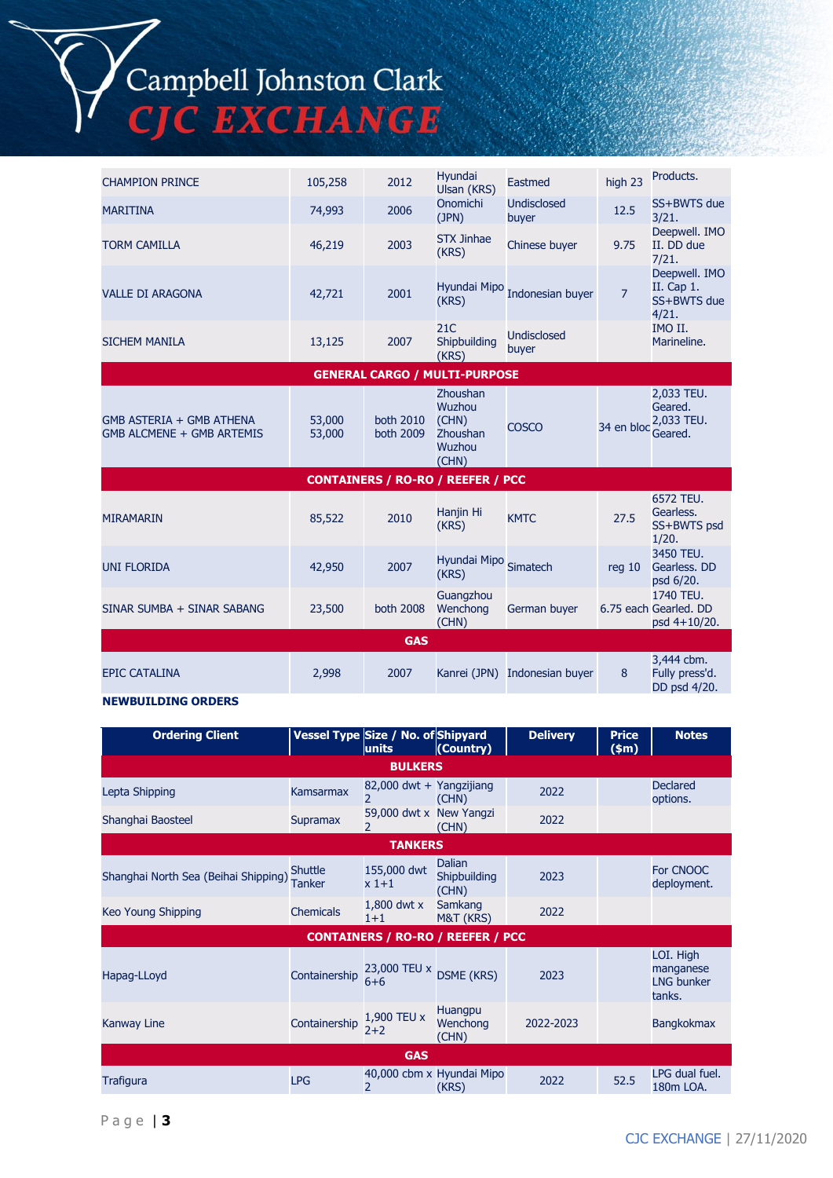| | | | | | | |
|---|---|---|---|---|---|---|
| CHAMPION PRINCE | 105,258 | 2012 | Hyundai Ulsan (KRS) | Eastmed | high 23 | Products. |
| MARITINA | 74,993 | 2006 | Onomichi (JPN) | Undisclosed buyer | 12.5 | SS+BWTS due 3/21. |
| TORM CAMILLA | 46,219 | 2003 | STX Jinhae (KRS) | Chinese buyer | 9.75 | Deepwell. IMO II. DD due 7/21. |
| VALLE DI ARAGONA | 42,721 | 2001 | Hyundai Mipo (KRS) | Indonesian buyer | 7 | Deepwell. IMO II. Cap 1. SS+BWTS due 4/21. |
| SICHEM MANILA | 13,125 | 2007 | 21C Shipbuilding (KRS) | Undisclosed buyer | | IMO II. Marineline. |
| **GENERAL CARGO / MULTI-PURPOSE** | | | | | | |
| GMB ASTERIA + GMB ATHENA<br>GMB ALCMENE + GMB ARTEMIS | 53,000<br>53,000 | both 2010<br>both 2009 | Zhoushan Wuzhou (CHN)<br>Zhoushan Wuzhou (CHN) | COSCO | 34 en bloc | 2,033 TEU. Geared.<br>2,033 TEU. Geared. |
| **CONTAINERS / RO-RO / REEFER / PCC** | | | | | | |
| MIRAMARIN | 85,522 | 2010 | Hanjin Hi (KRS) | KMTC | 27.5 | 6572 TEU. Gearless. SS+BWTS psd 1/20. |
| UNI FLORIDA | 42,950 | 2007 | Hyundai Mipo (KRS) | Simatech | reg 10 | 3450 TEU. Gearless. DD psd 6/20. |
| SINAR SUMBA + SINAR SABANG | 23,500 | both 2008 | Guangzhou Wenchong (CHN) | German buyer | 6.75 each | 1740 TEU. Gearled. DD psd 4+10/20. |
| **GAS** | | | | | | |
| EPIC CATALINA | 2,998 | 2007 | Kanrei (JPN) | Indonesian buyer | 8 | 3,444 cbm. Fully press'd. DD psd 4/20. |

**NEWBUILDING ORDERS**

| Ordering Client | Vessel Type | Size / No. of units | Shipyard (Country) | Delivery | Price ($m) | Notes |
|---|---|---|---|---|---|---|
| **BULKERS** | | | | | | |
| Lepta Shipping | Kamsarmax | 82,000 dwt + 2 | Yangzijiang (CHN) | 2022 | | Declared options. |
| Shanghai Baosteel | Supramax | 59,000 dwt x 2 | New Yangzi (CHN) | 2022 | | |
| **TANKERS** | | | | | | |
| Shanghai North Sea (Beihai Shipping) | Shuttle Tanker | 155,000 dwt x 1+1 | Dalian Shipbuilding (CHN) | 2023 | | For CNOOC deployment. |
| Keo Young Shipping | Chemicals | 1,800 dwt x 1+1 | Samkang M&T (KRS) | 2022 | | |
| **CONTAINERS / RO-RO / REEFER / PCC** | | | | | | |
| Hapag-LLoyd | Containership | 23,000 TEU x 6+6 | DSME (KRS) | 2023 | | LOI. High manganese LNG bunker tanks. |
| Kanway Line | Containership | 1,900 TEU x 2+2 | Huangpu Wenchong (CHN) | 2022-2023 | | Bangkokmax |
| **GAS** | | | | | | |
| Trafigura | LPG | 40,000 cbm x 2 | Hyundai Mipo (KRS) | 2022 | 52.5 | LPG dual fuel. 180m LOA. |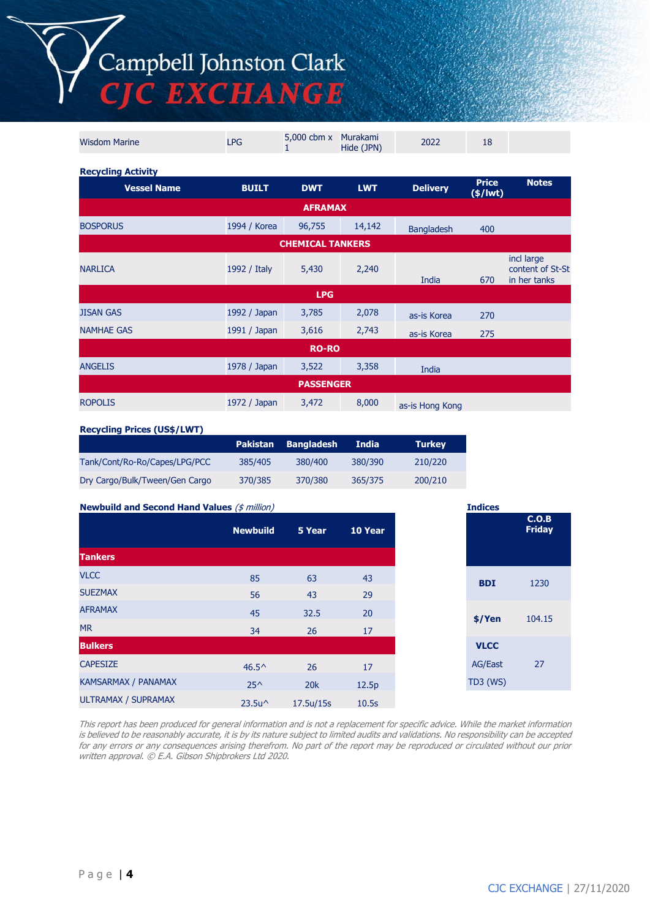| | | | | | | |
|---|---|---|---|---|---|---|
| Wisdom Marine | LPG | 5,000 cbm x 1 | Murakami Hide (JPN) | 2022 | 18 | |

**Recycling Activity**

| Vessel Name | BUILT | DWT | LWT | Delivery | Price ($/lwt) | Notes |
|---|---|---|---|---|---|---|
| **AFRAMAX** | | | | | | |
| BOSPORUS | 1994 / Korea | 96,755 | 14,142 | Bangladesh | 400 | |
| **CHEMICAL TANKERS** | | | | | | |
| NARLICA | 1992 / Italy | 5,430 | 2,240 | India | 670 | incl large content of St-St in her tanks |
| **LPG** | | | | | | |
| JISAN GAS | 1992 / Japan | 3,785 | 2,078 | as-is Korea | 270 | |
| NAMHAE GAS | 1991 / Japan | 3,616 | 2,743 | as-is Korea | 275 | |
| **RO-RO** | | | | | | |
| ANGELIS | 1978 / Japan | 3,522 | 3,358 | India | | |
| **PASSENGER** | | | | | | |
| ROPOLIS | 1972 / Japan | 3,472 | 8,000 | as-is Hong Kong | | |

**Recycling Prices (US$/LWT)**

| | Pakistan | Bangladesh | India | Turkey |
|---|---|---|---|---|
| Tank/Cont/Ro-Ro/Capes/LPG/PCC | 385/405 | 380/400 | 380/390 | 210/220 |
| Dry Cargo/Bulk/Tween/Gen Cargo | 370/385 | 370/380 | 365/375 | 200/210 |

**Newbuild and Second Hand Values** *($ million)*

| | Newbuild | 5 Year | 10 Year |
|---|---|---|---|
| **Tankers** | | | |
| VLCC | 85 | 63 | 43 |
| SUEZMAX | 56 | 43 | 29 |
| AFRAMAX | 45 | 32.5 | 20 |
| MR | 34 | 26 | 17 |
| **Bulkers** | | | |
| CAPESIZE | 46.5^ | 26 | 17 |
| KAMSARMAX / PANAMAX | 25^ | 20k | 12.5p |
| ULTRAMAX / SUPRAMAX | 23.5u^ | 17.5u/15s | 10.5s |

**Indices**

| | C.O.B Friday |
|---|---|
| **BDI** | 1230 |
| **$/Yen** | 104.15 |
| **VLCC** | |
| AG/East TD3 (WS) | 27 |

*This report has been produced for general information and is not a replacement for specific advice. While the market information is believed to be reasonably accurate, it is by its nature subject to limited audits and validations. No responsibility can be accepted for any errors or any consequences arising therefrom. No part of the report may be reproduced or circulated without our prior written approval. © E.A. Gibson Shipbrokers Ltd 2020.*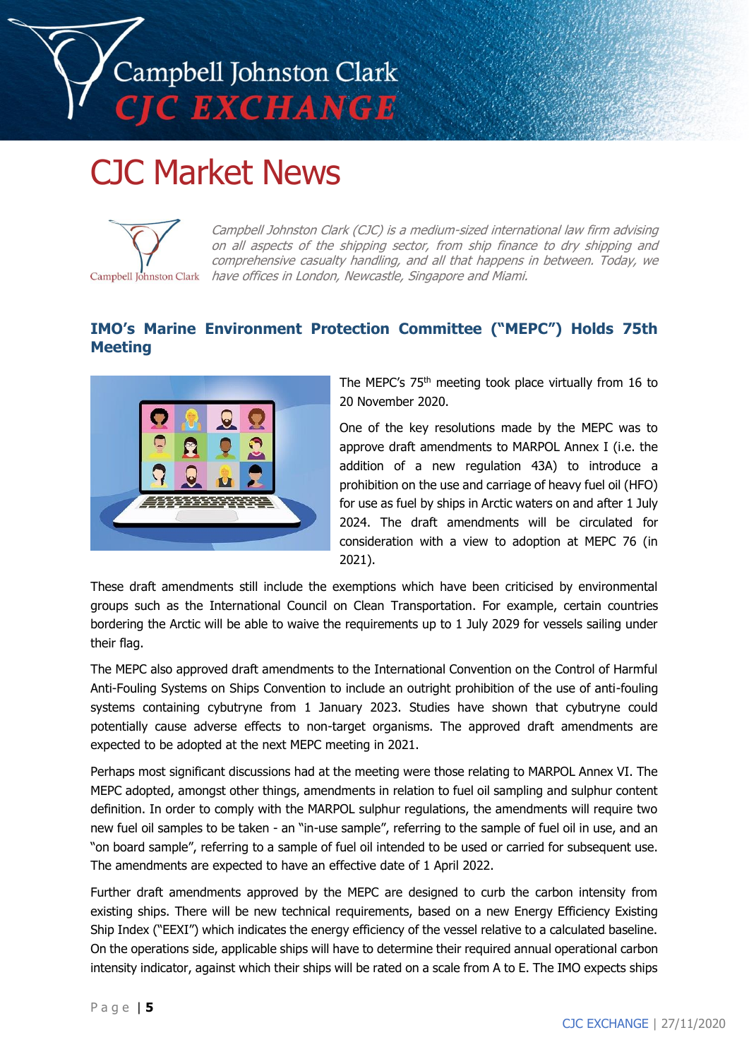# CJC Market News

*Campbell Johnston Clark (CJC) is a medium-sized international law firm advising on all aspects of the shipping sector, from ship finance to dry shipping and comprehensive casualty handling, and all that happens in between. Today, we have offices in London, Newcastle, Singapore and Miami.*

## IMO's Marine Environment Protection Committee ("MEPC") Holds 75th Meeting

The MEPC's 75th meeting took place virtually from 16 to 20 November 2020.

One of the key resolutions made by the MEPC was to approve draft amendments to MARPOL Annex I (i.e. the addition of a new regulation 43A) to introduce a prohibition on the use and carriage of heavy fuel oil (HFO) for use as fuel by ships in Arctic waters on and after 1 July 2024. The draft amendments will be circulated for consideration with a view to adoption at MEPC 76 (in 2021).

These draft amendments still include the exemptions which have been criticised by environmental groups such as the International Council on Clean Transportation. For example, certain countries bordering the Arctic will be able to waive the requirements up to 1 July 2029 for vessels sailing under their flag.

The MEPC also approved draft amendments to the International Convention on the Control of Harmful Anti-Fouling Systems on Ships Convention to include an outright prohibition of the use of anti-fouling systems containing cybutryne from 1 January 2023. Studies have shown that cybutryne could potentially cause adverse effects to non-target organisms. The approved draft amendments are expected to be adopted at the next MEPC meeting in 2021.

Perhaps most significant discussions had at the meeting were those relating to MARPOL Annex VI. The MEPC adopted, amongst other things, amendments in relation to fuel oil sampling and sulphur content definition. In order to comply with the MARPOL sulphur regulations, the amendments will require two new fuel oil samples to be taken - an "in-use sample", referring to the sample of fuel oil in use, and an "on board sample", referring to a sample of fuel oil intended to be used or carried for subsequent use. The amendments are expected to have an effective date of 1 April 2022.

Further draft amendments approved by the MEPC are designed to curb the carbon intensity from existing ships. There will be new technical requirements, based on a new Energy Efficiency Existing Ship Index ("EEXI") which indicates the energy efficiency of the vessel relative to a calculated baseline. On the operations side, applicable ships will have to determine their required annual operational carbon intensity indicator, against which their ships will be rated on a scale from A to E. The IMO expects ships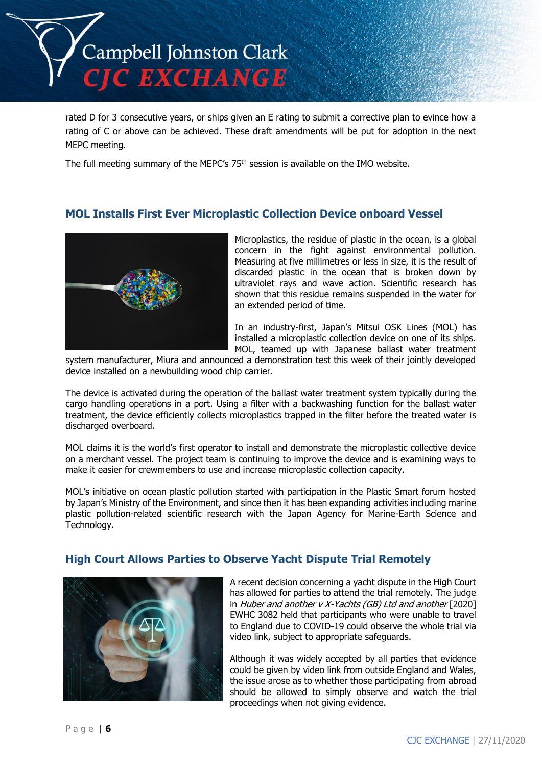rated D for 3 consecutive years, or ships given an E rating to submit a corrective plan to evince how a rating of C or above can be achieved. These draft amendments will be put for adoption in the next MEPC meeting.

The full meeting summary of the MEPC's 75th session is available on the IMO website.

## MOL Installs First Ever Microplastic Collection Device onboard Vessel

Microplastics, the residue of plastic in the ocean, is a global concern in the fight against environmental pollution. Measuring at five millimetres or less in size, it is the result of discarded plastic in the ocean that is broken down by ultraviolet rays and wave action. Scientific research has shown that this residue remains suspended in the water for an extended period of time.

In an industry-first, Japan's Mitsui OSK Lines (MOL) has installed a microplastic collection device on one of its ships. MOL, teamed up with Japanese ballast water treatment system manufacturer, Miura and announced a demonstration test this week of their jointly developed device installed on a newbuilding wood chip carrier.

The device is activated during the operation of the ballast water treatment system typically during the cargo handling operations in a port. Using a filter with a backwashing function for the ballast water treatment, the device efficiently collects microplastics trapped in the filter before the treated water is discharged overboard.

MOL claims it is the world's first operator to install and demonstrate the microplastic collective device on a merchant vessel. The project team is continuing to improve the device and is examining ways to make it easier for crewmembers to use and increase microplastic collection capacity.

MOL's initiative on ocean plastic pollution started with participation in the Plastic Smart forum hosted by Japan's Ministry of the Environment, and since then it has been expanding activities including marine plastic pollution-related scientific research with the Japan Agency for Marine-Earth Science and Technology.

## High Court Allows Parties to Observe Yacht Dispute Trial Remotely

A recent decision concerning a yacht dispute in the High Court has allowed for parties to attend the trial remotely. The judge in *Huber and another v X-Yachts (GB) Ltd and another* [2020] EWHC 3082 held that participants who were unable to travel to England due to COVID-19 could observe the whole trial via video link, subject to appropriate safeguards.

Although it was widely accepted by all parties that evidence could be given by video link from outside England and Wales, the issue arose as to whether those participating from abroad should be allowed to simply observe and watch the trial proceedings when not giving evidence.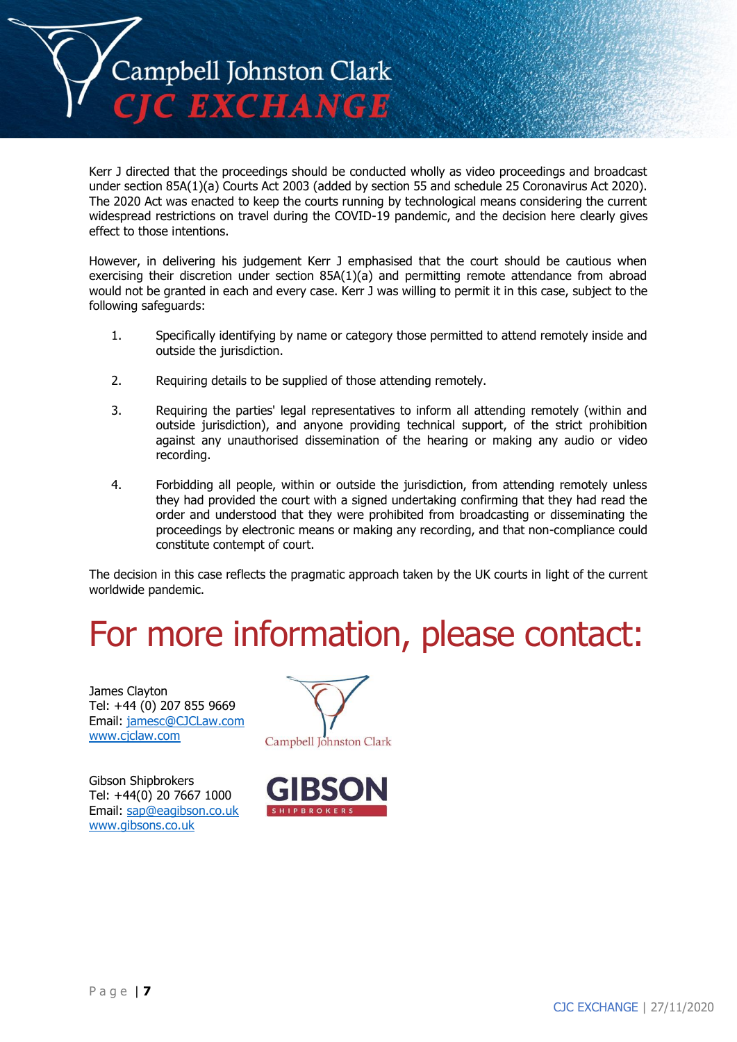Kerr J directed that the proceedings should be conducted wholly as video proceedings and broadcast under section 85A(1)(a) Courts Act 2003 (added by section 55 and schedule 25 Coronavirus Act 2020). The 2020 Act was enacted to keep the courts running by technological means considering the current widespread restrictions on travel during the COVID-19 pandemic, and the decision here clearly gives effect to those intentions.

However, in delivering his judgement Kerr J emphasised that the court should be cautious when exercising their discretion under section 85A(1)(a) and permitting remote attendance from abroad would not be granted in each and every case. Kerr J was willing to permit it in this case, subject to the following safeguards:

1. Specifically identifying by name or category those permitted to attend remotely inside and outside the jurisdiction.

2. Requiring details to be supplied of those attending remotely.

3. Requiring the parties' legal representatives to inform all attending remotely (within and outside jurisdiction), and anyone providing technical support, of the strict prohibition against any unauthorised dissemination of the hearing or making any audio or video recording.

4. Forbidding all people, within or outside the jurisdiction, from attending remotely unless they had provided the court with a signed undertaking confirming that they had read the order and understood that they were prohibited from broadcasting or disseminating the proceedings by electronic means or making any recording, and that non-compliance could constitute contempt of court.

The decision in this case reflects the pragmatic approach taken by the UK courts in light of the current worldwide pandemic.

# For more information, please contact:

James Clayton
Tel: +44 (0) 207 855 9669
Email: jamesc@CJCLaw.com
www.cjclaw.com

Gibson Shipbrokers
Tel: +44(0) 20 7667 1000
Email: sap@eagibson.co.uk
www.gibsons.co.uk